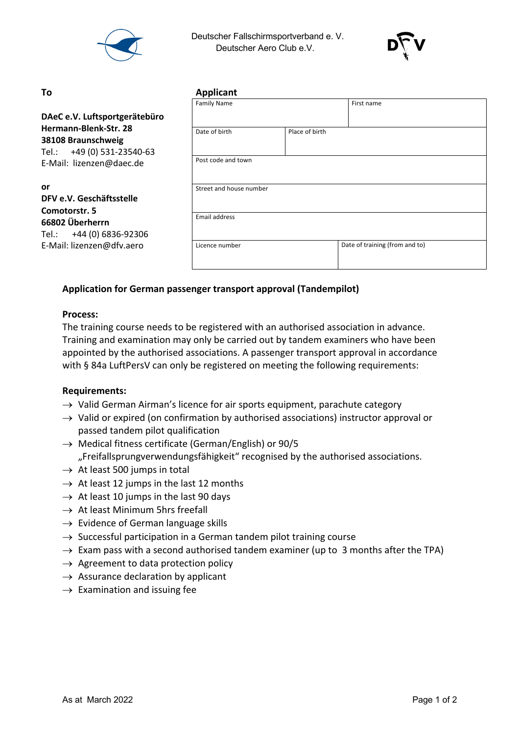Deutscher Fallschirmsportverband e. V.
Deutscher Aero Club e.V.

**To**

**DAeC e.V. Luftsportgerätebüro**
**Hermann-Blenk-Str. 28**
**38108 Braunschweig**
Tel.: +49 (0) 531-23540-63
E-Mail: lizenzen@daec.de

**or**
**DFV e.V. Geschäftsstelle**
**Comotorstr. 5**
**66802 Überherrn**
Tel.: +44 (0) 6836-92306
E-Mail: lizenzen@dfv.aero

**Applicant**

| Family Name | | First name |
|---|---|---|
| | | |
| Date of birth | Place of birth | |
| | | |
| Post code and town | | |
| | | |
| Street and house number | | |
| | | |
| Email address | | |
| | | |
| Licence number | Date of training (from and to) | |
| | | |

## Application for German passenger transport approval (Tandempilot)

### Process:

The training course needs to be registered with an authorised association in advance. Training and examination may only be carried out by tandem examiners who have been appointed by the authorised associations. A passenger transport approval in accordance with § 84a LuftPersV can only be registered on meeting the following requirements:

### Requirements:

- → Valid German Airman's licence for air sports equipment, parachute category
- → Valid or expired (on confirmation by authorised associations) instructor approval or passed tandem pilot qualification
- → Medical fitness certificate (German/English) or 90/5 „Freifallsprungverwendungsfähigkeit" recognised by the authorised associations.
- → At least 500 jumps in total
- → At least 12 jumps in the last 12 months
- → At least 10 jumps in the last 90 days
- → At least Minimum 5hrs freefall
- → Evidence of German language skills
- → Successful participation in a German tandem pilot training course
- → Exam pass with a second authorised tandem examiner (up to 3 months after the TPA)
- → Agreement to data protection policy
- → Assurance declaration by applicant
- → Examination and issuing fee

As at March 2022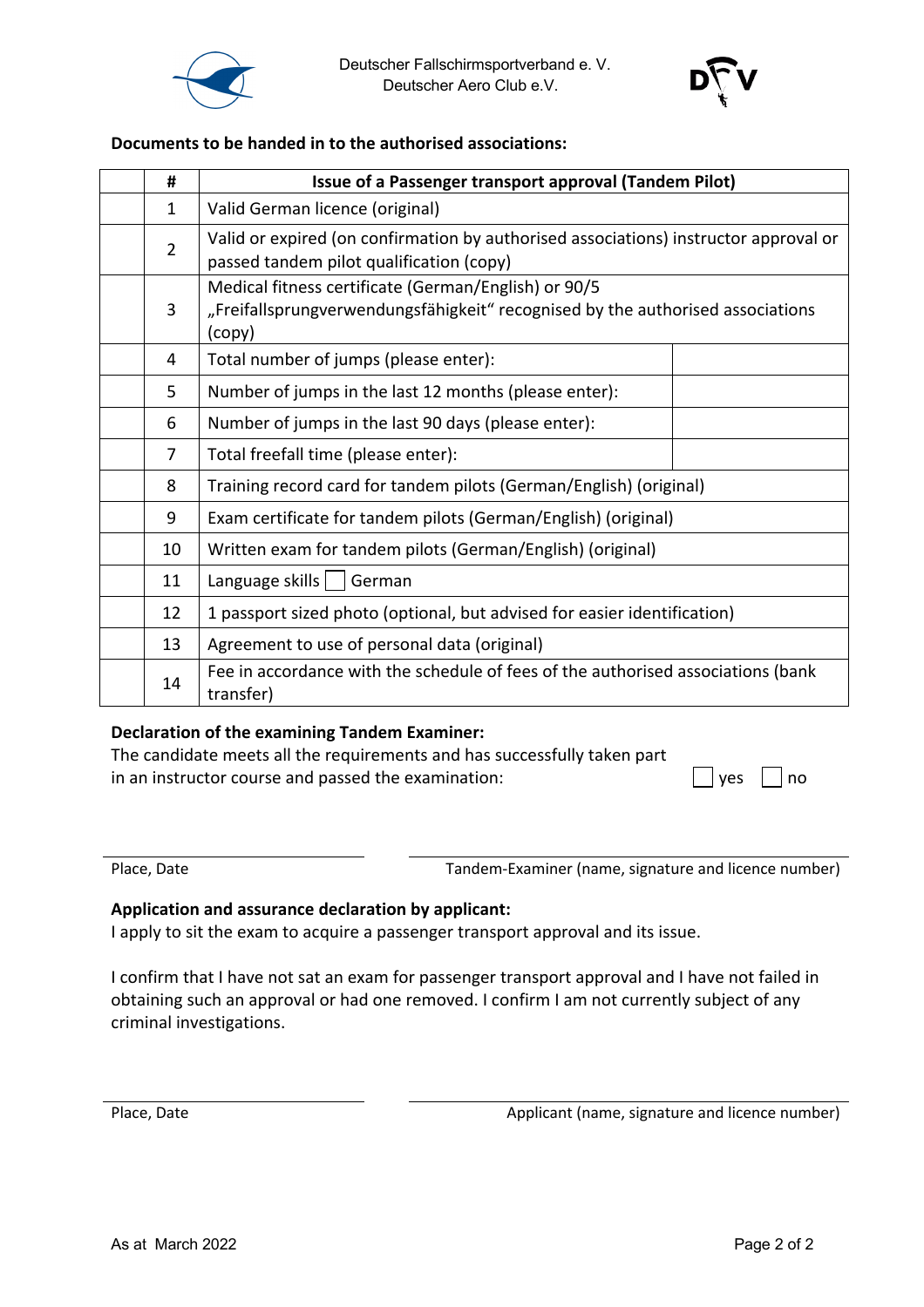Deutscher Fallschirmsportverband e. V.
Deutscher Aero Club e.V.

**Documents to be handed in to the authorised associations:**

| | # | Issue of a Passenger transport approval (Tandem Pilot) | |
|---|---|---|---|
| | 1 | Valid German licence (original) | |
| | 2 | Valid or expired (on confirmation by authorised associations) instructor approval or passed tandem pilot qualification (copy) | |
| | 3 | Medical fitness certificate (German/English) or 90/5 „Freifallsprungverwendungsfähigkeit" recognised by the authorised associations (copy) | |
| | 4 | Total number of jumps (please enter): | |
| | 5 | Number of jumps in the last 12 months (please enter): | |
| | 6 | Number of jumps in the last 90 days (please enter): | |
| | 7 | Total freefall time (please enter): | |
| | 8 | Training record card for tandem pilots (German/English) (original) | |
| | 9 | Exam certificate for tandem pilots (German/English) (original) | |
| | 10 | Written exam for tandem pilots (German/English) (original) | |
| | 11 | Language skills ☐ German | |
| | 12 | 1 passport sized photo (optional, but advised for easier identification) | |
| | 13 | Agreement to use of personal data (original) | |
| | 14 | Fee in accordance with the schedule of fees of the authorised associations (bank transfer) | |

**Declaration of the examining Tandem Examiner:**

The candidate meets all the requirements and has successfully taken part in an instructor course and passed the examination: ☐ yes ☐ no

Place, Date

Tandem-Examiner (name, signature and licence number)

**Application and assurance declaration by applicant:**

I apply to sit the exam to acquire a passenger transport approval and its issue.

I confirm that I have not sat an exam for passenger transport approval and I have not failed in obtaining such an approval or had one removed. I confirm I am not currently subject of any criminal investigations.

Place, Date

Applicant (name, signature and licence number)

As at March 2022